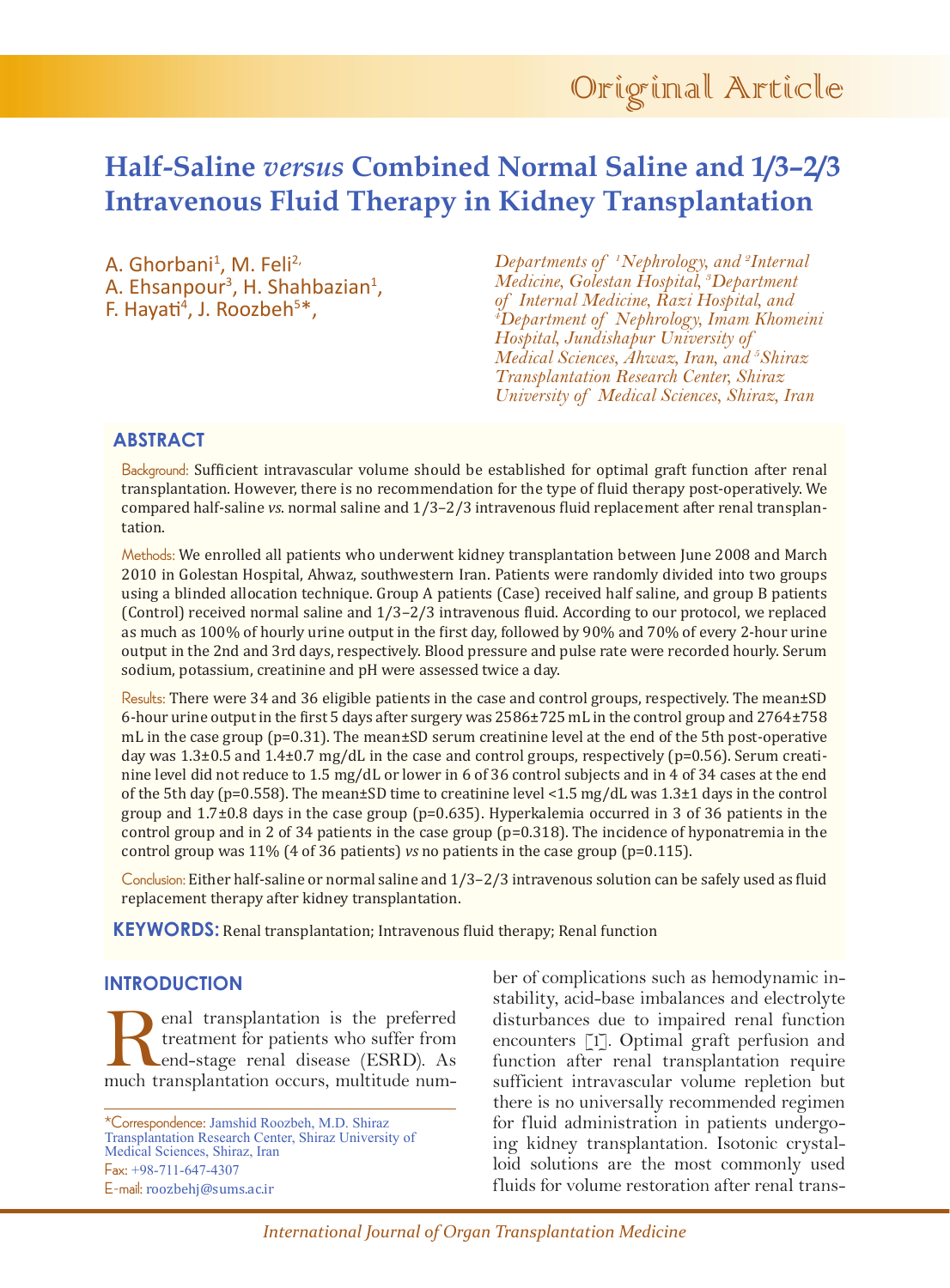Original Article

# Half-Saline *versus* Combined Normal Saline and 1/3–2/3 Intravenous Fluid Therapy in Kidney Transplantation

A. Ghorbani[1], M. Feli[2], A. Ehsanpour[3], H. Shahbazian[1], F. Hayati[4], J. Roozbeh[5]*,

*Departments of [1]Nephrology, and [2]Internal Medicine, Golestan Hospital, [3]Department of Internal Medicine, Razi Hospital, and [4]Department of Nephrology, Imam Khomeini Hospital, Jundishapur University of Medical Sciences, Ahwaz, Iran, and [5]Shiraz Transplantation Research Center, Shiraz University of Medical Sciences, Shiraz, Iran*

## ABSTRACT

Background: Sufficient intravascular volume should be established for optimal graft function after renal transplantation. However, there is no recommendation for the type of fluid therapy post-operatively. We compared half-saline *vs*. normal saline and 1/3–2/3 intravenous fluid replacement after renal transplantation.

Methods: We enrolled all patients who underwent kidney transplantation between June 2008 and March 2010 in Golestan Hospital, Ahwaz, southwestern Iran. Patients were randomly divided into two groups using a blinded allocation technique. Group A patients (Case) received half saline, and group B patients (Control) received normal saline and 1/3–2/3 intravenous fluid. According to our protocol, we replaced as much as 100% of hourly urine output in the first day, followed by 90% and 70% of every 2-hour urine output in the 2nd and 3rd days, respectively. Blood pressure and pulse rate were recorded hourly. Serum sodium, potassium, creatinine and pH were assessed twice a day.

Results: There were 34 and 36 eligible patients in the case and control groups, respectively. The mean±SD 6-hour urine output in the first 5 days after surgery was 2586±725 mL in the control group and 2764±758 mL in the case group (p=0.31). The mean±SD serum creatinine level at the end of the 5th post-operative day was 1.3±0.5 and 1.4±0.7 mg/dL in the case and control groups, respectively (p=0.56). Serum creatinine level did not reduce to 1.5 mg/dL or lower in 6 of 36 control subjects and in 4 of 34 cases at the end of the 5th day (p=0.558). The mean±SD time to creatinine level <1.5 mg/dL was 1.3±1 days in the control group and 1.7±0.8 days in the case group (p=0.635). Hyperkalemia occurred in 3 of 36 patients in the control group and in 2 of 34 patients in the case group (p=0.318). The incidence of hyponatremia in the control group was 11% (4 of 36 patients) *vs* no patients in the case group (p=0.115).

Conclusion: Either half-saline or normal saline and 1/3–2/3 intravenous solution can be safely used as fluid replacement therapy after kidney transplantation.

**KEYWORDS:** Renal transplantation; Intravenous fluid therapy; Renal function

## INTRODUCTION

Renal transplantation is the preferred treatment for patients who suffer from end-stage renal disease (ESRD). As much transplantation occurs, multitude number of complications such as hemodynamic instability, acid-base imbalances and electrolyte disturbances due to impaired renal function encounters [1]. Optimal graft perfusion and function after renal transplantation require sufficient intravascular volume repletion but there is no universally recommended regimen for fluid administration in patients undergoing kidney transplantation. Isotonic crystalloid solutions are the most commonly used fluids for volume restoration after renal trans-

*Correspondence: Jamshid Roozbeh, M.D. Shiraz Transplantation Research Center, Shiraz University of Medical Sciences, Shiraz, Iran
Fax: +98-711-647-4307
E-mail: roozbehj@sums.ac.ir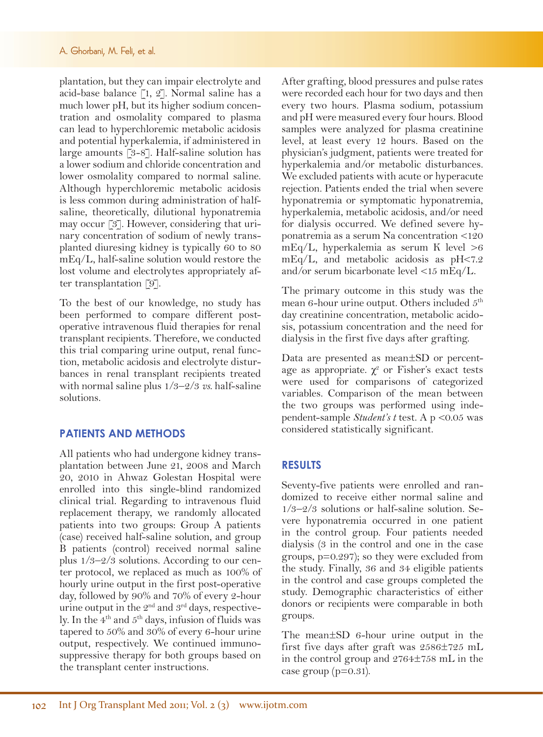plantation, but they can impair electrolyte and acid-base balance [1, 2]. Normal saline has a much lower pH, but its higher sodium concentration and osmolality compared to plasma can lead to hyperchloremic metabolic acidosis and potential hyperkalemia, if administered in large amounts [3-8]. Half-saline solution has a lower sodium and chloride concentration and lower osmolality compared to normal saline. Although hyperchloremic metabolic acidosis is less common during administration of half-saline, theoretically, dilutional hyponatremia may occur [3]. However, considering that urinary concentration of sodium of newly transplanted diuresing kidney is typically 60 to 80 mEq/L, half-saline solution would restore the lost volume and electrolytes appropriately after transplantation [9].

To the best of our knowledge, no study has been performed to compare different post-operative intravenous fluid therapies for renal transplant recipients. Therefore, we conducted this trial comparing urine output, renal function, metabolic acidosis and electrolyte disturbances in renal transplant recipients treated with normal saline plus 1/3–2/3 *vs.* half-saline solutions.

## PATIENTS AND METHODS

All patients who had undergone kidney transplantation between June 21, 2008 and March 20, 2010 in Ahwaz Golestan Hospital were enrolled into this single-blind randomized clinical trial. Regarding to intravenous fluid replacement therapy, we randomly allocated patients into two groups: Group A patients (case) received half-saline solution, and group B patients (control) received normal saline plus 1/3–2/3 solutions. According to our center protocol, we replaced as much as 100% of hourly urine output in the first post-operative day, followed by 90% and 70% of every 2-hour urine output in the 2nd and 3rd days, respectively. In the 4th and 5th days, infusion of fluids was tapered to 50% and 30% of every 6-hour urine output, respectively. We continued immunosuppressive therapy for both groups based on the transplant center instructions.

After grafting, blood pressures and pulse rates were recorded each hour for two days and then every two hours. Plasma sodium, potassium and pH were measured every four hours. Blood samples were analyzed for plasma creatinine level, at least every 12 hours. Based on the physician's judgment, patients were treated for hyperkalemia and/or metabolic disturbances. We excluded patients with acute or hyperacute rejection. Patients ended the trial when severe hyponatremia or symptomatic hyponatremia, hyperkalemia, metabolic acidosis, and/or need for dialysis occurred. We defined severe hyponatremia as a serum Na concentration <120 mEq/L, hyperkalemia as serum K level >6 mEq/L, and metabolic acidosis as pH<7.2 and/or serum bicarbonate level <15 mEq/L.

The primary outcome in this study was the mean 6-hour urine output. Others included 5th day creatinine concentration, metabolic acidosis, potassium concentration and the need for dialysis in the first five days after grafting.

Data are presented as mean±SD or percentage as appropriate. $\chi^2$ or Fisher's exact tests were used for comparisons of categorized variables. Comparison of the mean between the two groups was performed using independent-sample *Student's t* test. A $p < 0.05$ was considered statistically significant.

## RESULTS

Seventy-five patients were enrolled and randomized to receive either normal saline and 1/3–2/3 solutions or half-saline solution. Severe hyponatremia occurred in one patient in the control group. Four patients needed dialysis (3 in the control and one in the case groups, p=0.297); so they were excluded from the study. Finally, 36 and 34 eligible patients in the control and case groups completed the study. Demographic characteristics of either donors or recipients were comparable in both groups.

The mean±SD 6-hour urine output in the first five days after graft was 2586±725 mL in the control group and 2764±758 mL in the case group (p=0.31).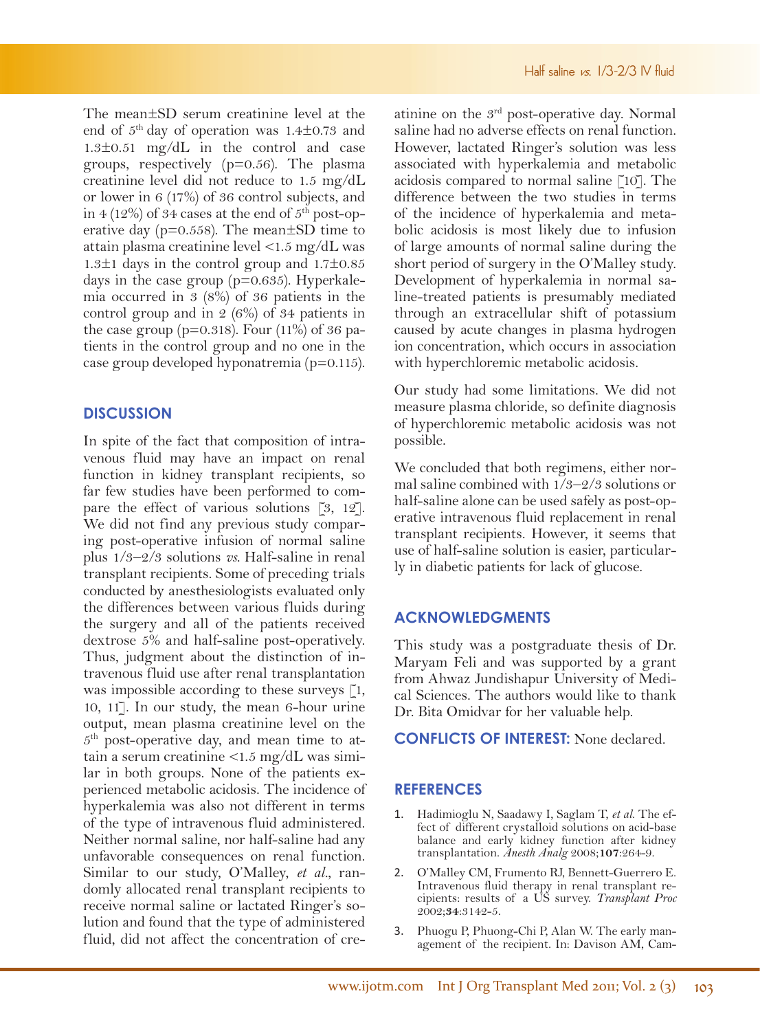The mean±SD serum creatinine level at the end of 5th day of operation was 1.4±0.73 and 1.3±0.51 mg/dL in the control and case groups, respectively (p=0.56). The plasma creatinine level did not reduce to 1.5 mg/dL or lower in 6 (17%) of 36 control subjects, and in 4 (12%) of 34 cases at the end of 5th post-operative day (p=0.558). The mean±SD time to attain plasma creatinine level <1.5 mg/dL was 1.3±1 days in the control group and 1.7±0.85 days in the case group (p=0.635). Hyperkalemia occurred in 3 (8%) of 36 patients in the control group and in 2 (6%) of 34 patients in the case group (p=0.318). Four (11%) of 36 patients in the control group and no one in the case group developed hyponatremia (p=0.115).

## DISCUSSION

In spite of the fact that composition of intravenous fluid may have an impact on renal function in kidney transplant recipients, so far few studies have been performed to compare the effect of various solutions [3, 12]. We did not find any previous study comparing post-operative infusion of normal saline plus 1/3–2/3 solutions *vs.* Half-saline in renal transplant recipients. Some of preceding trials conducted by anesthesiologists evaluated only the differences between various fluids during the surgery and all of the patients received dextrose 5% and half-saline post-operatively. Thus, judgment about the distinction of intravenous fluid use after renal transplantation was impossible according to these surveys [1, 10, 11]. In our study, the mean 6-hour urine output, mean plasma creatinine level on the 5th post-operative day, and mean time to attain a serum creatinine <1.5 mg/dL was similar in both groups. None of the patients experienced metabolic acidosis. The incidence of hyperkalemia was also not different in terms of the type of intravenous fluid administered. Neither normal saline, nor half-saline had any unfavorable consequences on renal function. Similar to our study, O'Malley, *et al.*, randomly allocated renal transplant recipients to receive normal saline or lactated Ringer's solution and found that the type of administered fluid, did not affect the concentration of creatinine on the 3rd post-operative day. Normal saline had no adverse effects on renal function. However, lactated Ringer's solution was less associated with hyperkalemia and metabolic acidosis compared to normal saline [10]. The difference between the two studies in terms of the incidence of hyperkalemia and metabolic acidosis is most likely due to infusion of large amounts of normal saline during the short period of surgery in the O'Malley study. Development of hyperkalemia in normal saline-treated patients is presumably mediated through an extracellular shift of potassium caused by acute changes in plasma hydrogen ion concentration, which occurs in association with hyperchloremic metabolic acidosis.

Our study had some limitations. We did not measure plasma chloride, so definite diagnosis of hyperchloremic metabolic acidosis was not possible.

We concluded that both regimens, either normal saline combined with 1/3–2/3 solutions or half-saline alone can be used safely as post-operative intravenous fluid replacement in renal transplant recipients. However, it seems that use of half-saline solution is easier, particularly in diabetic patients for lack of glucose.

## ACKNOWLEDGMENTS

This study was a postgraduate thesis of Dr. Maryam Feli and was supported by a grant from Ahwaz Jundishapur University of Medical Sciences. The authors would like to thank Dr. Bita Omidvar for her valuable help.

**CONFLICTS OF INTEREST:** None declared.

## REFERENCES

1. Hadimioglu N, Saadawy I, Saglam T, *et al.* The effect of different crystalloid solutions on acid-base balance and early kidney function after kidney transplantation. *Anesth Analg* 2008;**107**:264-9.
2. O'Malley CM, Frumento RJ, Bennett-Guerrero E. Intravenous fluid therapy in renal transplant recipients: results of a US survey. *Transplant Proc* 2002;**34**:3142-5.
3. Phuogu P, Phuong-Chi P, Alan W. The early management of the recipient. In: Davison AM, Cam-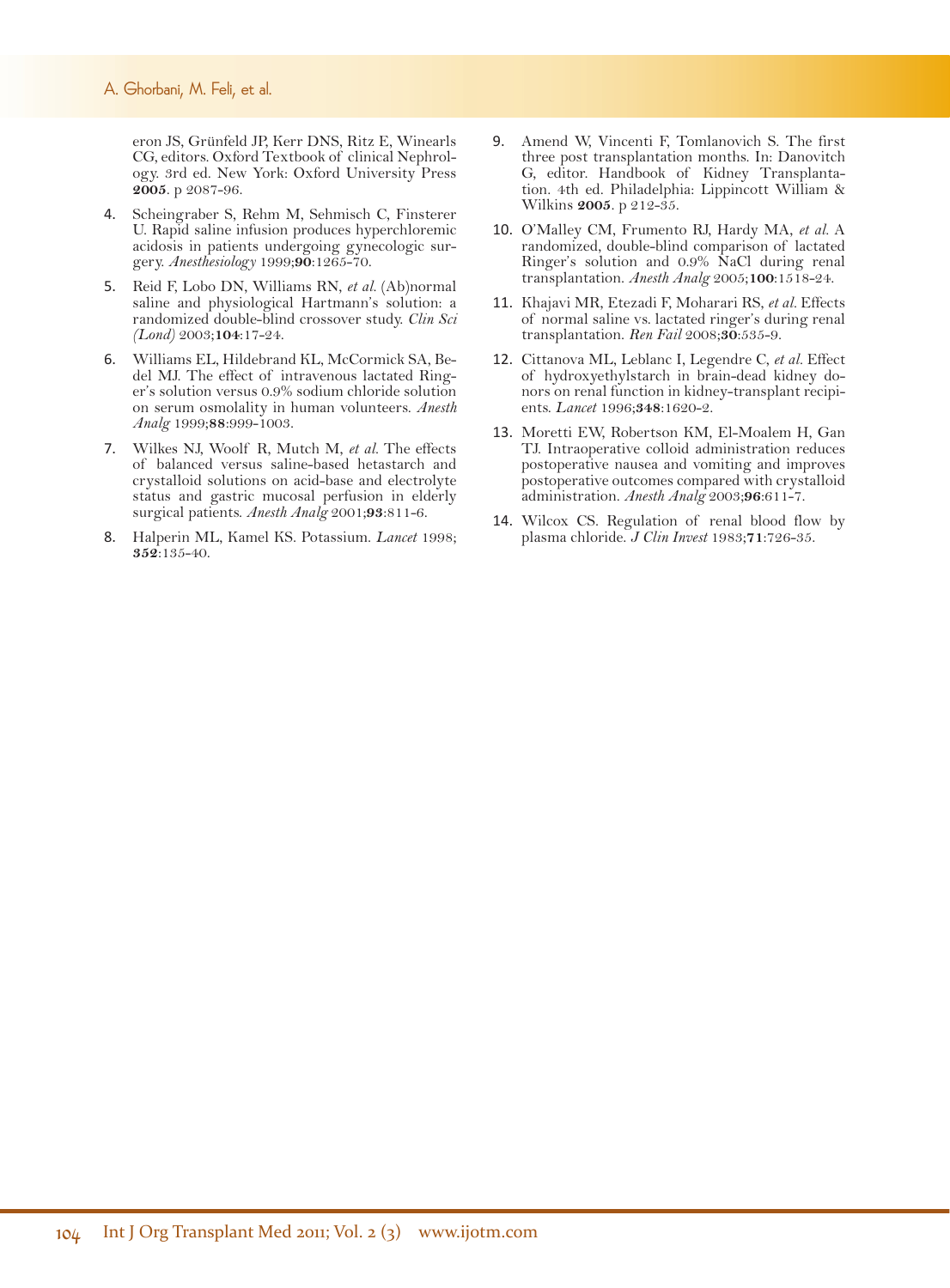eron JS, Grünfeld JP, Kerr DNS, Ritz E, Winearls CG, editors. Oxford Textbook of clinical Nephrology. 3rd ed. New York: Oxford University Press **2005**. p 2087-96.

4. Scheingraber S, Rehm M, Sehmisch C, Finsterer U. Rapid saline infusion produces hyperchloremic acidosis in patients undergoing gynecologic surgery. *Anesthesiology* 1999;**90**:1265-70.

5. Reid F, Lobo DN, Williams RN, *et al.* (Ab)normal saline and physiological Hartmann's solution: a randomized double-blind crossover study. *Clin Sci (Lond)* 2003;**104**:17-24.

6. Williams EL, Hildebrand KL, McCormick SA, Bedel MJ. The effect of intravenous lactated Ringer's solution versus 0.9% sodium chloride solution on serum osmolality in human volunteers. *Anesth Analg* 1999;**88**:999-1003.

7. Wilkes NJ, Woolf R, Mutch M, *et al.* The effects of balanced versus saline-based hetastarch and crystalloid solutions on acid-base and electrolyte status and gastric mucosal perfusion in elderly surgical patients. *Anesth Analg* 2001;**93**:811-6.

8. Halperin ML, Kamel KS. Potassium. *Lancet* 1998; **352**:135-40.

9. Amend W, Vincenti F, Tomlanovich S. The first three post transplantation months. In: Danovitch G, editor. Handbook of Kidney Transplantation. 4th ed. Philadelphia: Lippincott William & Wilkins **2005**. p 212-35.

10. O'Malley CM, Frumento RJ, Hardy MA, *et al.* A randomized, double-blind comparison of lactated Ringer's solution and 0.9% NaCl during renal transplantation. *Anesth Analg* 2005;**100**:1518-24.

11. Khajavi MR, Etezadi F, Moharari RS, *et al.* Effects of normal saline vs. lactated ringer's during renal transplantation. *Ren Fail* 2008;**30**:535-9.

12. Cittanova ML, Leblanc I, Legendre C, *et al.* Effect of hydroxyethylstarch in brain-dead kidney donors on renal function in kidney-transplant recipients. *Lancet* 1996;**348**:1620-2.

13. Moretti EW, Robertson KM, El-Moalem H, Gan TJ. Intraoperative colloid administration reduces postoperative nausea and vomiting and improves postoperative outcomes compared with crystalloid administration. *Anesth Analg* 2003;**96**:611-7.

14. Wilcox CS. Regulation of renal blood flow by plasma chloride. *J Clin Invest* 1983;**71**:726-35.